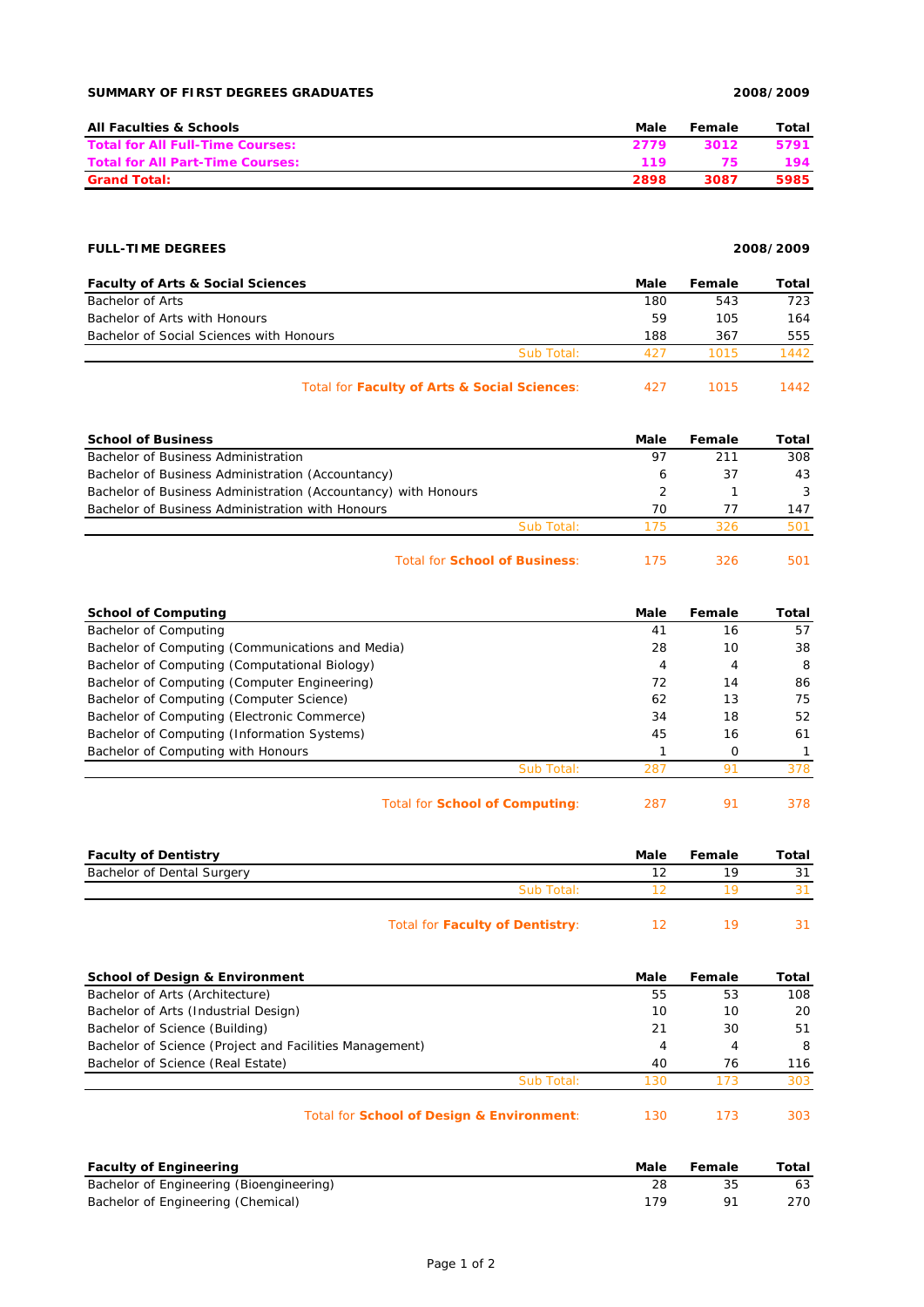**SUMMARY OF FIRST DEGREES GRADUATES** **2008/2009**

| All Faculties & Schools | Male | Female | Total |
|---|---|---|---|
| **Total for All Full-Time Courses:** | **2779** | **3012** | **5791** |
| **Total for All Part-Time Courses:** | **119** | **75** | **194** |
| **Grand Total:** | **2898** | **3087** | **5985** |

**FULL-TIME DEGREES** **2008/2009**

| Faculty of Arts & Social Sciences | Male | Female | Total |
|---|---|---|---|
| Bachelor of Arts | 180 | 543 | 723 |
| Bachelor of Arts with Honours | 59 | 105 | 164 |
| Bachelor of Social Sciences with Honours | 188 | 367 | 555 |
| Sub Total: | 427 | 1015 | 1442 |
| Total for **Faculty of Arts & Social Sciences**: | 427 | 1015 | 1442 |

| School of Business | Male | Female | Total |
|---|---|---|---|
| Bachelor of Business Administration | 97 | 211 | 308 |
| Bachelor of Business Administration (Accountancy) | 6 | 37 | 43 |
| Bachelor of Business Administration (Accountancy) with Honours | 2 | 1 | 3 |
| Bachelor of Business Administration with Honours | 70 | 77 | 147 |
| Sub Total: | 175 | 326 | 501 |
| Total for **School of Business**: | 175 | 326 | 501 |

| School of Computing | Male | Female | Total |
|---|---|---|---|
| Bachelor of Computing | 41 | 16 | 57 |
| Bachelor of Computing (Communications and Media) | 28 | 10 | 38 |
| Bachelor of Computing (Computational Biology) | 4 | 4 | 8 |
| Bachelor of Computing (Computer Engineering) | 72 | 14 | 86 |
| Bachelor of Computing (Computer Science) | 62 | 13 | 75 |
| Bachelor of Computing (Electronic Commerce) | 34 | 18 | 52 |
| Bachelor of Computing (Information Systems) | 45 | 16 | 61 |
| Bachelor of Computing with Honours | 1 | 0 | 1 |
| Sub Total: | 287 | 91 | 378 |
| Total for **School of Computing**: | 287 | 91 | 378 |

| Faculty of Dentistry | Male | Female | Total |
|---|---|---|---|
| Bachelor of Dental Surgery | 12 | 19 | 31 |
| Sub Total: | 12 | 19 | 31 |
| Total for **Faculty of Dentistry**: | 12 | 19 | 31 |

| School of Design & Environment | Male | Female | Total |
|---|---|---|---|
| Bachelor of Arts (Architecture) | 55 | 53 | 108 |
| Bachelor of Arts (Industrial Design) | 10 | 10 | 20 |
| Bachelor of Science (Building) | 21 | 30 | 51 |
| Bachelor of Science (Project and Facilities Management) | 4 | 4 | 8 |
| Bachelor of Science (Real Estate) | 40 | 76 | 116 |
| Sub Total: | 130 | 173 | 303 |
| Total for **School of Design & Environment**: | 130 | 173 | 303 |

| Faculty of Engineering | Male | Female | Total |
|---|---|---|---|
| Bachelor of Engineering (Bioengineering) | 28 | 35 | 63 |
| Bachelor of Engineering (Chemical) | 179 | 91 | 270 |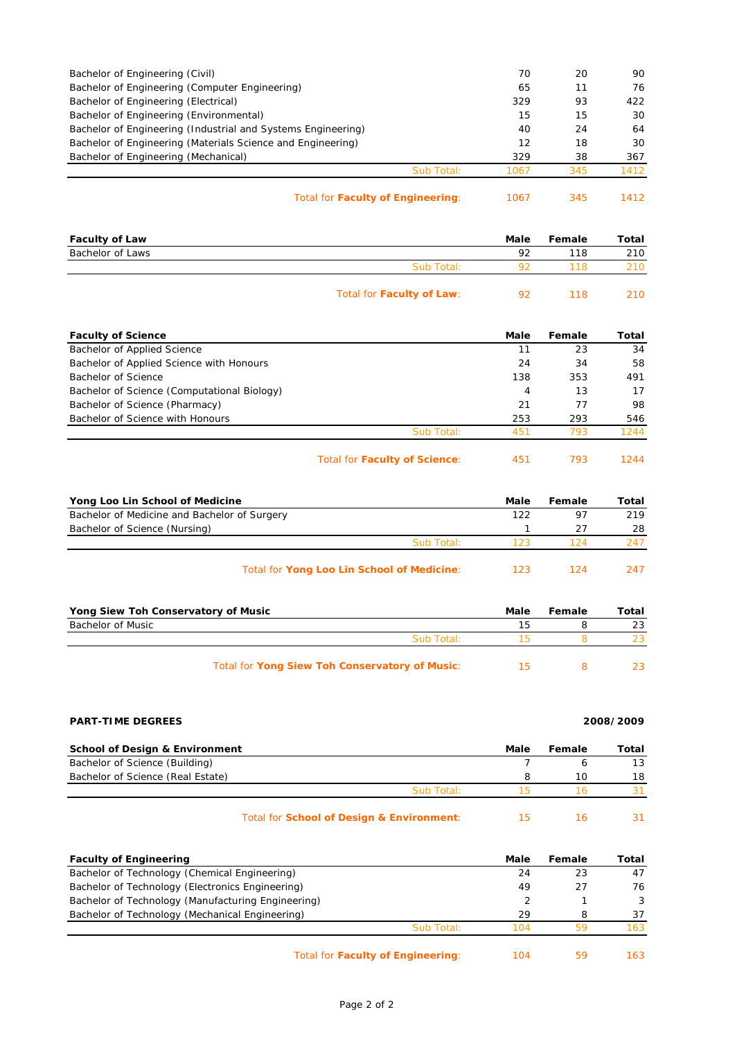| | Male | Female | Total |
|---|---|---|---|
| Bachelor of Engineering (Civil) | 70 | 20 | 90 |
| Bachelor of Engineering (Computer Engineering) | 65 | 11 | 76 |
| Bachelor of Engineering (Electrical) | 329 | 93 | 422 |
| Bachelor of Engineering (Environmental) | 15 | 15 | 30 |
| Bachelor of Engineering (Industrial and Systems Engineering) | 40 | 24 | 64 |
| Bachelor of Engineering (Materials Science and Engineering) | 12 | 18 | 30 |
| Bachelor of Engineering (Mechanical) | 329 | 38 | 367 |
| Sub Total: | 1067 | 345 | 1412 |
| Total for **Faculty of Engineering**: | 1067 | 345 | 1412 |

| **Faculty of Law** | **Male** | **Female** | **Total** |
|---|---|---|---|
| Bachelor of Laws | 92 | 118 | 210 |
| Sub Total: | 92 | 118 | 210 |
| Total for **Faculty of Law**: | 92 | 118 | 210 |

| **Faculty of Science** | **Male** | **Female** | **Total** |
|---|---|---|---|
| Bachelor of Applied Science | 11 | 23 | 34 |
| Bachelor of Applied Science with Honours | 24 | 34 | 58 |
| Bachelor of Science | 138 | 353 | 491 |
| Bachelor of Science (Computational Biology) | 4 | 13 | 17 |
| Bachelor of Science (Pharmacy) | 21 | 77 | 98 |
| Bachelor of Science with Honours | 253 | 293 | 546 |
| Sub Total: | 451 | 793 | 1244 |
| Total for **Faculty of Science**: | 451 | 793 | 1244 |

| **Yong Loo Lin School of Medicine** | **Male** | **Female** | **Total** |
|---|---|---|---|
| Bachelor of Medicine and Bachelor of Surgery | 122 | 97 | 219 |
| Bachelor of Science (Nursing) | 1 | 27 | 28 |
| Sub Total: | 123 | 124 | 247 |
| Total for **Yong Loo Lin School of Medicine**: | 123 | 124 | 247 |

| **Yong Siew Toh Conservatory of Music** | **Male** | **Female** | **Total** |
|---|---|---|---|
| Bachelor of Music | 15 | 8 | 23 |
| Sub Total: | 15 | 8 | 23 |
| Total for **Yong Siew Toh Conservatory of Music**: | 15 | 8 | 23 |

**PART-TIME DEGREES** **2008/2009**

| **School of Design & Environment** | **Male** | **Female** | **Total** |
|---|---|---|---|
| Bachelor of Science (Building) | 7 | 6 | 13 |
| Bachelor of Science (Real Estate) | 8 | 10 | 18 |
| Sub Total: | 15 | 16 | 31 |
| Total for **School of Design & Environment**: | 15 | 16 | 31 |

| **Faculty of Engineering** | **Male** | **Female** | **Total** |
|---|---|---|---|
| Bachelor of Technology (Chemical Engineering) | 24 | 23 | 47 |
| Bachelor of Technology (Electronics Engineering) | 49 | 27 | 76 |
| Bachelor of Technology (Manufacturing Engineering) | 2 | 1 | 3 |
| Bachelor of Technology (Mechanical Engineering) | 29 | 8 | 37 |
| Sub Total: | 104 | 59 | 163 |
| Total for **Faculty of Engineering**: | 104 | 59 | 163 |